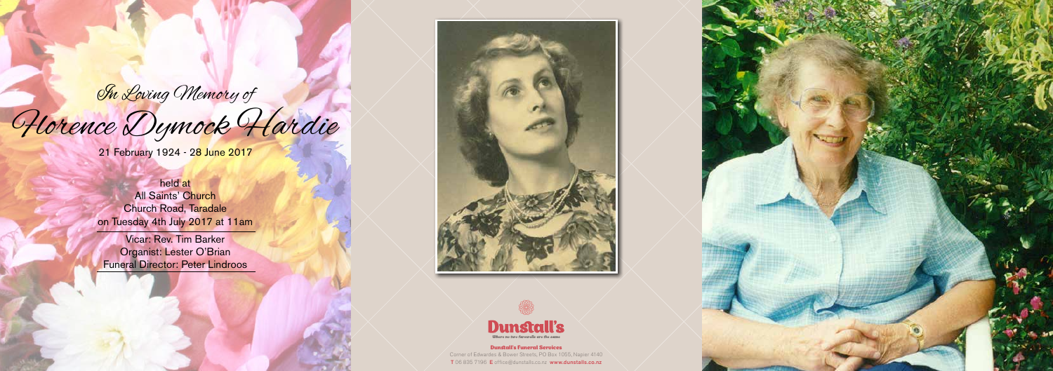*In Loving Memory of*

# *Florence Dymock Hardie*

21 February 1924 - 28 June 2017

held at
All Saints' Church
Church Road, Taradale
on Tuesday 4th July 2017 at 11am

Vicar: Rev. Tim Barker
Organist: Lester O'Brian
Funeral Director: Peter Lindroos

**Dunstall's**
*Where no two farewells are the same*

**Dunstall's Funeral Services**
Corner of Edwardes & Bower Streets, PO Box 1055, Napier 4140
**T** 06 835 7196 **E** office@dunstalls.co.nz **www.dunstalls.co.nz**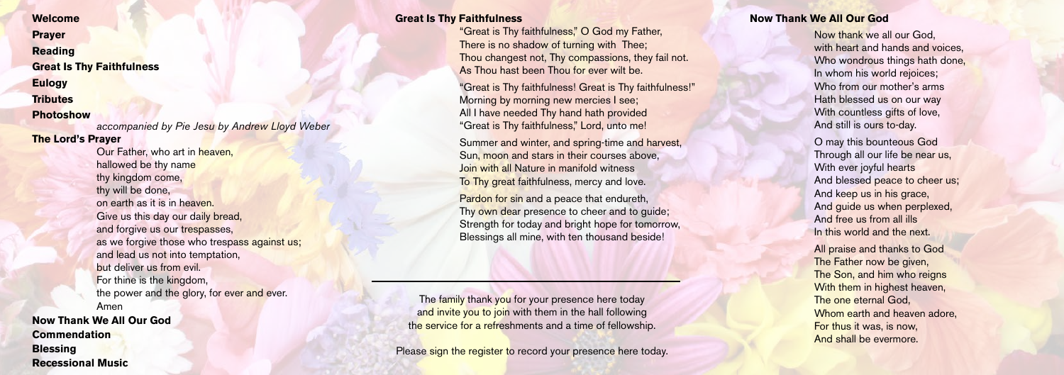**Welcome**

**Prayer**

**Reading**

**Great Is Thy Faithfulness**

**Eulogy**

**Tributes**

**Photoshow**

*accompanied by Pie Jesu by Andrew Lloyd Weber*

**The Lord's Prayer**

Our Father, who art in heaven,
hallowed be thy name
thy kingdom come,
thy will be done,
on earth as it is in heaven.
Give us this day our daily bread,
and forgive us our trespasses,
as we forgive those who trespass against us;
and lead us not into temptation,
but deliver us from evil.
For thine is the kingdom,
the power and the glory, for ever and ever.
Amen

**Now Thank We All Our God**

**Commendation**

**Blessing**

**Recessional Music**

## Great Is Thy Faithfulness

"Great is Thy faithfulness," O God my Father,
There is no shadow of turning with Thee;
Thou changest not, Thy compassions, they fail not.
As Thou hast been Thou for ever wilt be.

"Great is Thy faithfulness! Great is Thy faithfulness!"
Morning by morning new mercies I see;
All I have needed Thy hand hath provided
"Great is Thy faithfulness," Lord, unto me!

Summer and winter, and spring-time and harvest,
Sun, moon and stars in their courses above,
Join with all Nature in manifold witness
To Thy great faithfulness, mercy and love.

Pardon for sin and a peace that endureth,
Thy own dear presence to cheer and to guide;
Strength for today and bright hope for tomorrow,
Blessings all mine, with ten thousand beside!

---

The family thank you for your presence here today
and invite you to join with them in the hall following
the service for a refreshments and a time of fellowship.

Please sign the register to record your presence here today.

## Now Thank We All Our God

Now thank we all our God,
with heart and hands and voices,
Who wondrous things hath done,
In whom his world rejoices;
Who from our mother's arms
Hath blessed us on our way
With countless gifts of love,
And still is ours to-day.

O may this bounteous God
Through all our life be near us,
With ever joyful hearts
And blessed peace to cheer us;
And keep us in his grace,
And guide us when perplexed,
And free us from all ills
In this world and the next.

All praise and thanks to God
The Father now be given,
The Son, and him who reigns
With them in highest heaven,
The one eternal God,
Whom earth and heaven adore,
For thus it was, is now,
And shall be evermore.